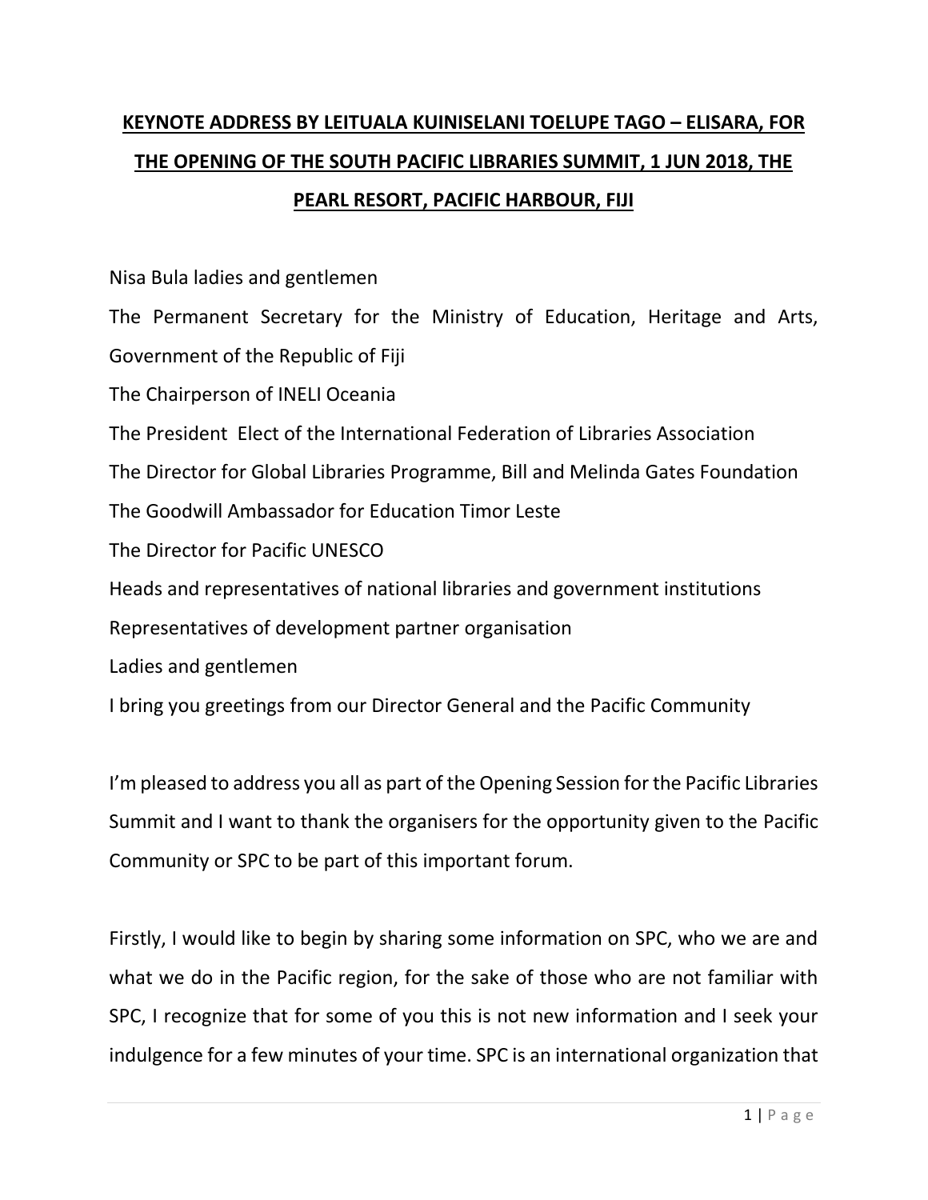**KEYNOTE ADDRESS BY LEITUALA KUINISELANI TOELUPE TAGO – ELISARA, FOR THE OPENING OF THE SOUTH PACIFIC LIBRARIES SUMMIT, 1 JUN 2018, THE PEARL RESORT, PACIFIC HARBOUR, FIJI**

Nisa Bula ladies and gentlemen

The Permanent Secretary for the Ministry of Education, Heritage and Arts, Government of the Republic of Fiji

The Chairperson of INELI Oceania

The President Elect of the International Federation of Libraries Association

The Director for Global Libraries Programme, Bill and Melinda Gates Foundation

The Goodwill Ambassador for Education Timor Leste

The Director for Pacific UNESCO

Heads and representatives of national libraries and government institutions

Representatives of development partner organisation

Ladies and gentlemen

I bring you greetings from our Director General and the Pacific Community

I'm pleased to address you all as part of the Opening Session for the Pacific Libraries Summit and I want to thank the organisers for the opportunity given to the Pacific Community or SPC to be part of this important forum.

Firstly, I would like to begin by sharing some information on SPC, who we are and what we do in the Pacific region, for the sake of those who are not familiar with SPC, I recognize that for some of you this is not new information and I seek your indulgence for a few minutes of your time. SPC is an international organization that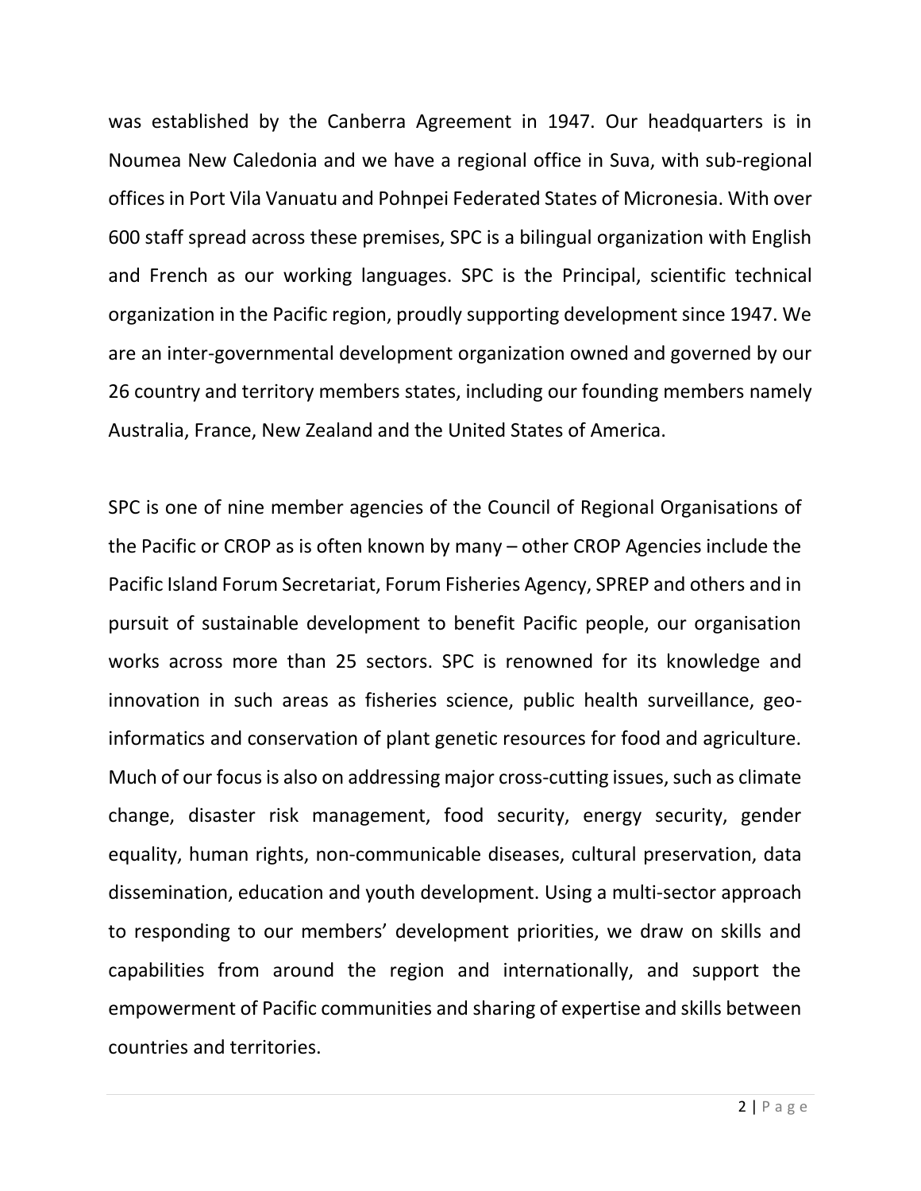was established by the Canberra Agreement in 1947. Our headquarters is in Noumea New Caledonia and we have a regional office in Suva, with sub-regional offices in Port Vila Vanuatu and Pohnpei Federated States of Micronesia. With over 600 staff spread across these premises, SPC is a bilingual organization with English and French as our working languages. SPC is the Principal, scientific technical organization in the Pacific region, proudly supporting development since 1947. We are an inter-governmental development organization owned and governed by our 26 country and territory members states, including our founding members namely Australia, France, New Zealand and the United States of America.

SPC is one of nine member agencies of the Council of Regional Organisations of the Pacific or CROP as is often known by many – other CROP Agencies include the Pacific Island Forum Secretariat, Forum Fisheries Agency, SPREP and others and in pursuit of sustainable development to benefit Pacific people, our organisation works across more than 25 sectors. SPC is renowned for its knowledge and innovation in such areas as fisheries science, public health surveillance, geo-informatics and conservation of plant genetic resources for food and agriculture. Much of our focus is also on addressing major cross-cutting issues, such as climate change, disaster risk management, food security, energy security, gender equality, human rights, non-communicable diseases, cultural preservation, data dissemination, education and youth development. Using a multi-sector approach to responding to our members' development priorities, we draw on skills and capabilities from around the region and internationally, and support the empowerment of Pacific communities and sharing of expertise and skills between countries and territories.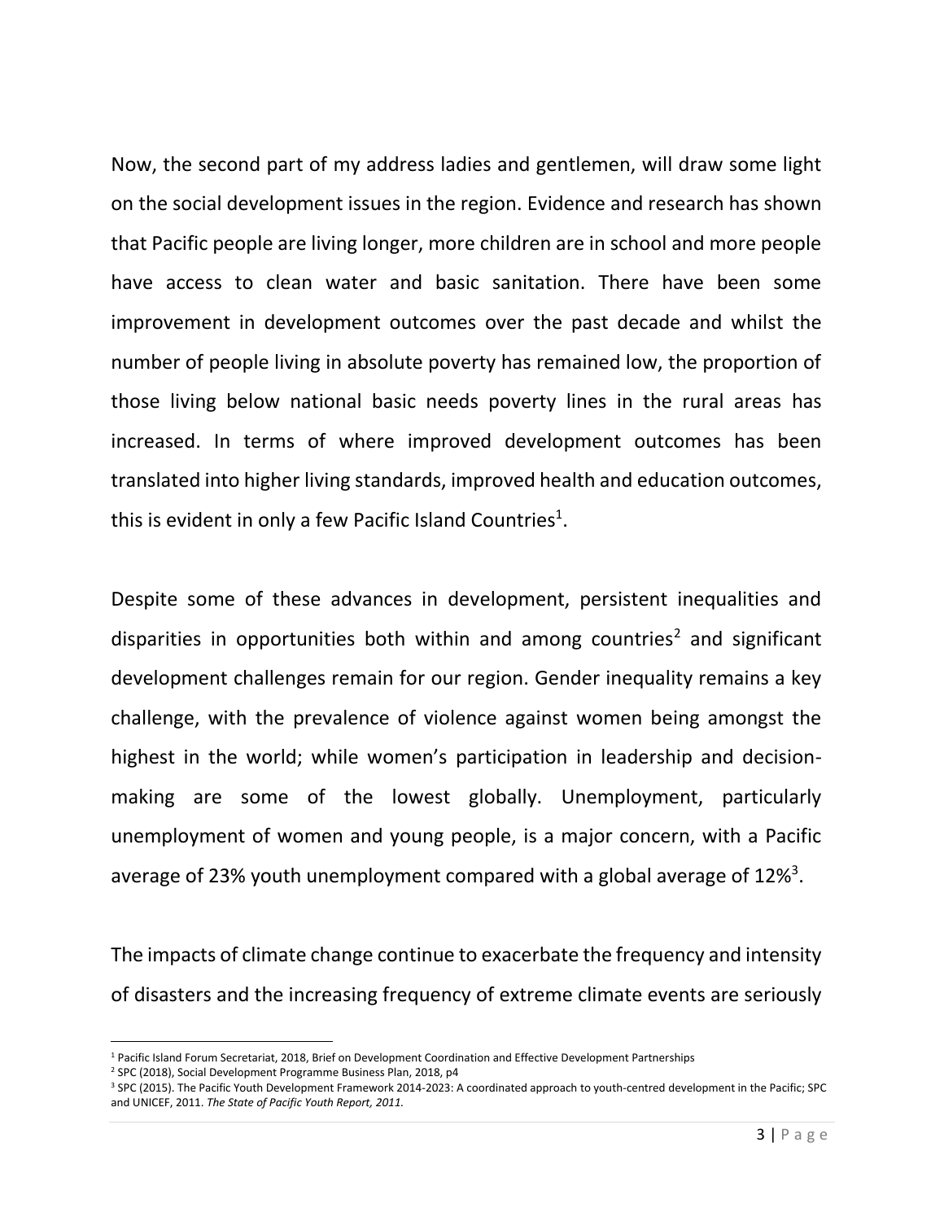Now, the second part of my address ladies and gentlemen, will draw some light on the social development issues in the region. Evidence and research has shown that Pacific people are living longer, more children are in school and more people have access to clean water and basic sanitation. There have been some improvement in development outcomes over the past decade and whilst the number of people living in absolute poverty has remained low, the proportion of those living below national basic needs poverty lines in the rural areas has increased. In terms of where improved development outcomes has been translated into higher living standards, improved health and education outcomes, this is evident in only a few Pacific Island Countries[1].

Despite some of these advances in development, persistent inequalities and disparities in opportunities both within and among countries[2] and significant development challenges remain for our region. Gender inequality remains a key challenge, with the prevalence of violence against women being amongst the highest in the world; while women's participation in leadership and decision-making are some of the lowest globally. Unemployment, particularly unemployment of women and young people, is a major concern, with a Pacific average of 23% youth unemployment compared with a global average of 12%[3].

The impacts of climate change continue to exacerbate the frequency and intensity of disasters and the increasing frequency of extreme climate events are seriously

---

[1] Pacific Island Forum Secretariat, 2018, Brief on Development Coordination and Effective Development Partnerships

[2] SPC (2018), Social Development Programme Business Plan, 2018, p4

[3] SPC (2015). The Pacific Youth Development Framework 2014-2023: A coordinated approach to youth-centred development in the Pacific; SPC and UNICEF, 2011. *The State of Pacific Youth Report, 2011.*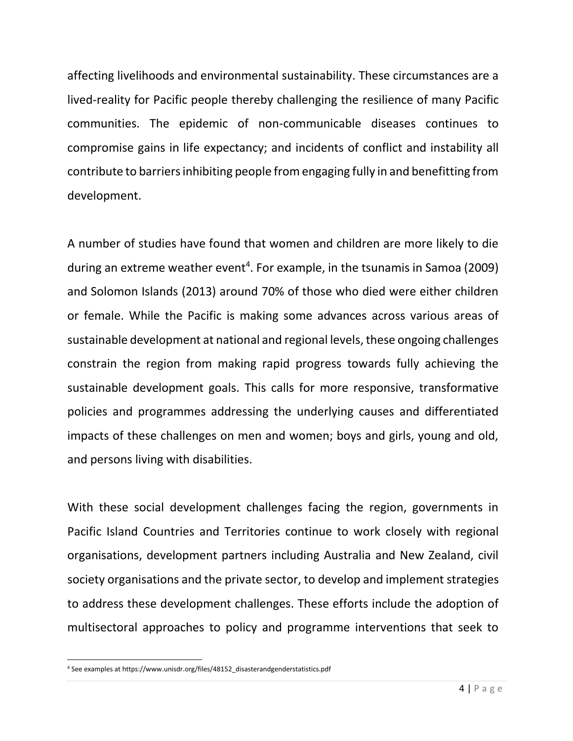affecting livelihoods and environmental sustainability. These circumstances are a lived-reality for Pacific people thereby challenging the resilience of many Pacific communities. The epidemic of non-communicable diseases continues to compromise gains in life expectancy; and incidents of conflict and instability all contribute to barriers inhibiting people from engaging fully in and benefitting from development.

A number of studies have found that women and children are more likely to die during an extreme weather event[4]. For example, in the tsunamis in Samoa (2009) and Solomon Islands (2013) around 70% of those who died were either children or female. While the Pacific is making some advances across various areas of sustainable development at national and regional levels, these ongoing challenges constrain the region from making rapid progress towards fully achieving the sustainable development goals. This calls for more responsive, transformative policies and programmes addressing the underlying causes and differentiated impacts of these challenges on men and women; boys and girls, young and old, and persons living with disabilities.

With these social development challenges facing the region, governments in Pacific Island Countries and Territories continue to work closely with regional organisations, development partners including Australia and New Zealand, civil society organisations and the private sector, to develop and implement strategies to address these development challenges. These efforts include the adoption of multisectoral approaches to policy and programme interventions that seek to

[4] See examples at https://www.unisdr.org/files/48152_disasterandgenderstatistics.pdf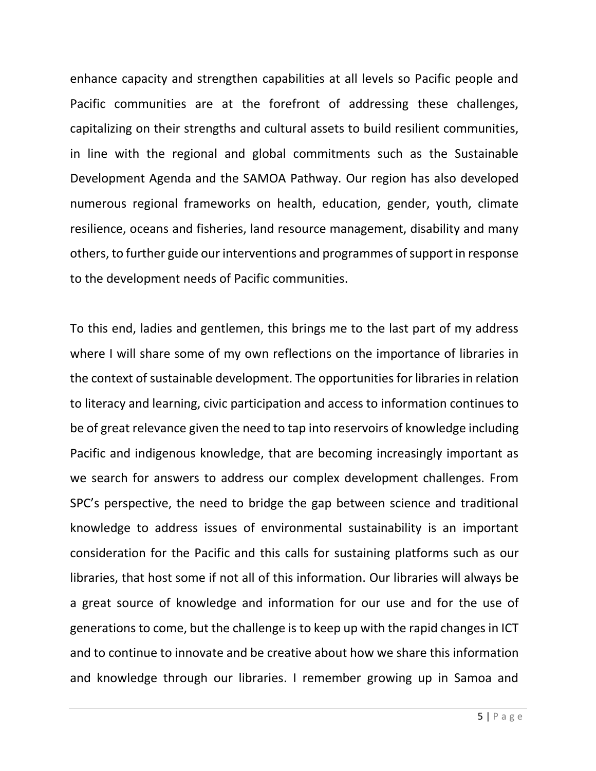enhance capacity and strengthen capabilities at all levels so Pacific people and Pacific communities are at the forefront of addressing these challenges, capitalizing on their strengths and cultural assets to build resilient communities, in line with the regional and global commitments such as the Sustainable Development Agenda and the SAMOA Pathway. Our region has also developed numerous regional frameworks on health, education, gender, youth, climate resilience, oceans and fisheries, land resource management, disability and many others, to further guide our interventions and programmes of support in response to the development needs of Pacific communities.

To this end, ladies and gentlemen, this brings me to the last part of my address where I will share some of my own reflections on the importance of libraries in the context of sustainable development. The opportunities for libraries in relation to literacy and learning, civic participation and access to information continues to be of great relevance given the need to tap into reservoirs of knowledge including Pacific and indigenous knowledge, that are becoming increasingly important as we search for answers to address our complex development challenges. From SPC's perspective, the need to bridge the gap between science and traditional knowledge to address issues of environmental sustainability is an important consideration for the Pacific and this calls for sustaining platforms such as our libraries, that host some if not all of this information. Our libraries will always be a great source of knowledge and information for our use and for the use of generations to come, but the challenge is to keep up with the rapid changes in ICT and to continue to innovate and be creative about how we share this information and knowledge through our libraries. I remember growing up in Samoa and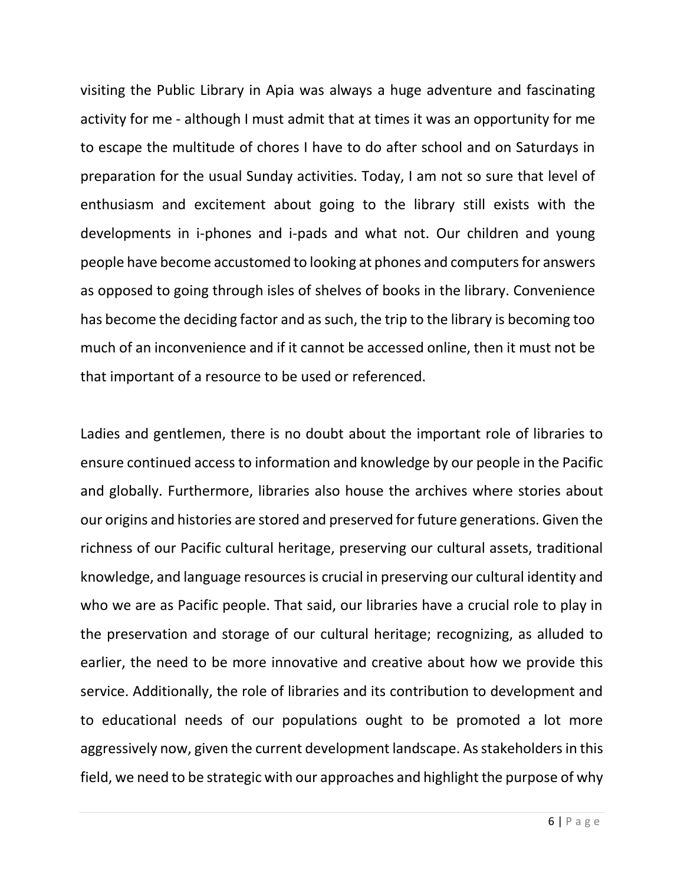visiting the Public Library in Apia was always a huge adventure and fascinating activity for me - although I must admit that at times it was an opportunity for me to escape the multitude of chores I have to do after school and on Saturdays in preparation for the usual Sunday activities. Today, I am not so sure that level of enthusiasm and excitement about going to the library still exists with the developments in i-phones and i-pads and what not. Our children and young people have become accustomed to looking at phones and computers for answers as opposed to going through isles of shelves of books in the library. Convenience has become the deciding factor and as such, the trip to the library is becoming too much of an inconvenience and if it cannot be accessed online, then it must not be that important of a resource to be used or referenced.

Ladies and gentlemen, there is no doubt about the important role of libraries to ensure continued access to information and knowledge by our people in the Pacific and globally. Furthermore, libraries also house the archives where stories about our origins and histories are stored and preserved for future generations. Given the richness of our Pacific cultural heritage, preserving our cultural assets, traditional knowledge, and language resources is crucial in preserving our cultural identity and who we are as Pacific people. That said, our libraries have a crucial role to play in the preservation and storage of our cultural heritage; recognizing, as alluded to earlier, the need to be more innovative and creative about how we provide this service. Additionally, the role of libraries and its contribution to development and to educational needs of our populations ought to be promoted a lot more aggressively now, given the current development landscape. As stakeholders in this field, we need to be strategic with our approaches and highlight the purpose of why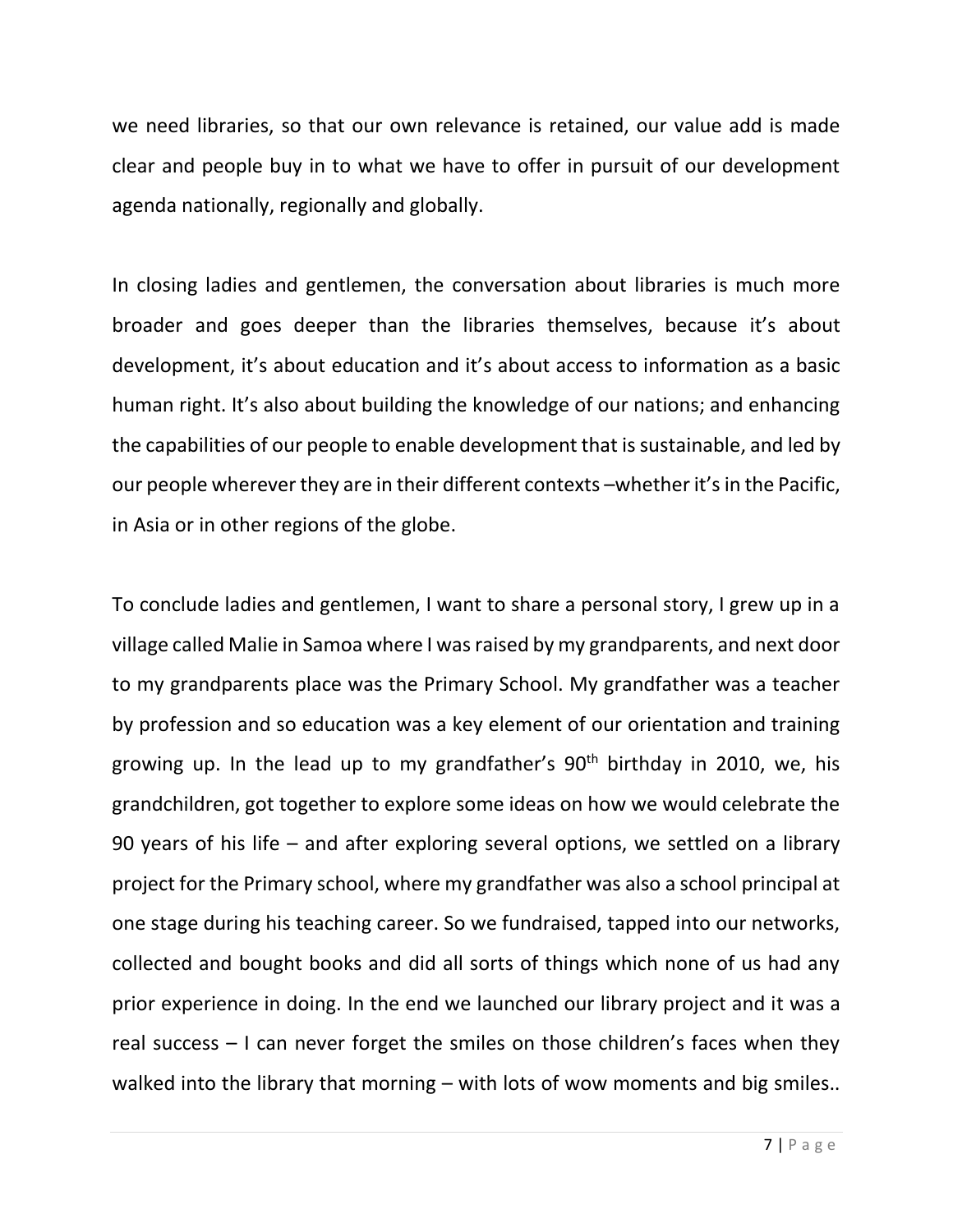we need libraries, so that our own relevance is retained, our value add is made clear and people buy in to what we have to offer in pursuit of our development agenda nationally, regionally and globally.

In closing ladies and gentlemen, the conversation about libraries is much more broader and goes deeper than the libraries themselves, because it's about development, it's about education and it's about access to information as a basic human right. It's also about building the knowledge of our nations; and enhancing the capabilities of our people to enable development that is sustainable, and led by our people wherever they are in their different contexts –whether it's in the Pacific, in Asia or in other regions of the globe.

To conclude ladies and gentlemen, I want to share a personal story, I grew up in a village called Malie in Samoa where I was raised by my grandparents, and next door to my grandparents place was the Primary School. My grandfather was a teacher by profession and so education was a key element of our orientation and training growing up. In the lead up to my grandfather's 90th birthday in 2010, we, his grandchildren, got together to explore some ideas on how we would celebrate the 90 years of his life – and after exploring several options, we settled on a library project for the Primary school, where my grandfather was also a school principal at one stage during his teaching career. So we fundraised, tapped into our networks, collected and bought books and did all sorts of things which none of us had any prior experience in doing. In the end we launched our library project and it was a real success – I can never forget the smiles on those children's faces when they walked into the library that morning – with lots of wow moments and big smiles..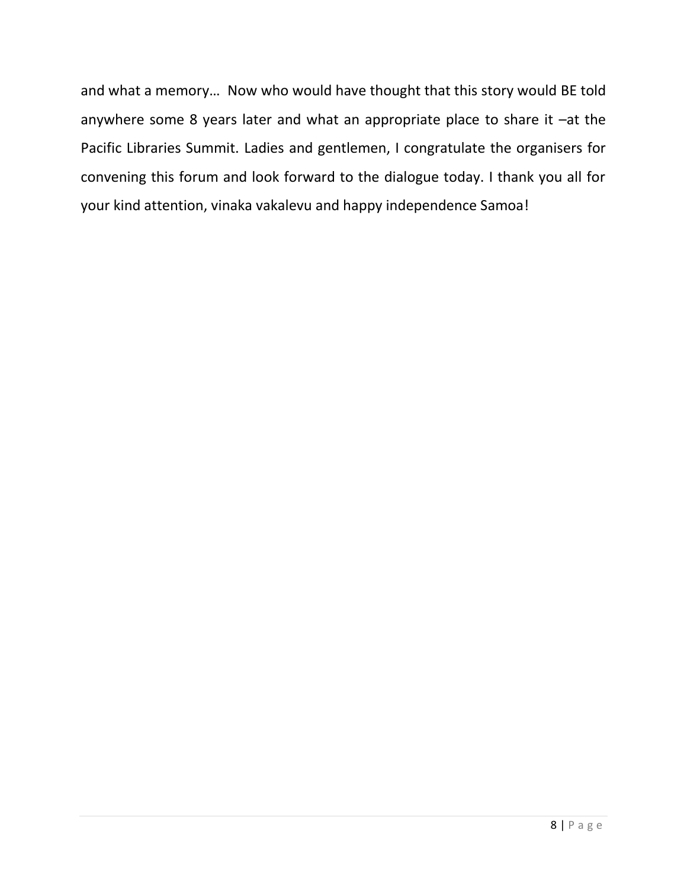and what a memory… Now who would have thought that this story would BE told anywhere some 8 years later and what an appropriate place to share it –at the Pacific Libraries Summit. Ladies and gentlemen, I congratulate the organisers for convening this forum and look forward to the dialogue today. I thank you all for your kind attention, vinaka vakalevu and happy independence Samoa!